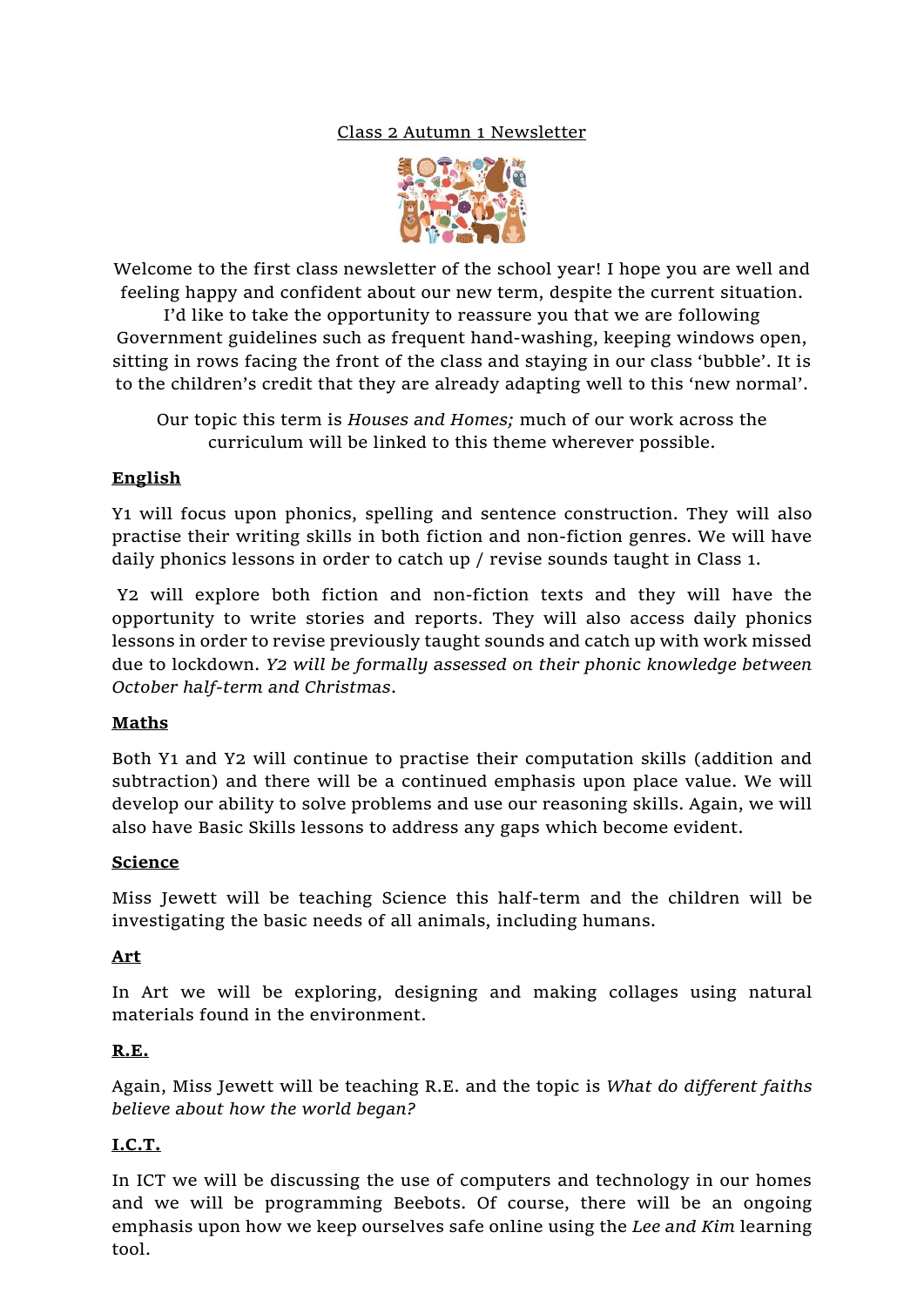# Class 2 Autumn 1 Newsletter

Welcome to the first class newsletter of the school year! I hope you are well and feeling happy and confident about our new term, despite the current situation. I'd like to take the opportunity to reassure you that we are following Government guidelines such as frequent hand-washing, keeping windows open, sitting in rows facing the front of the class and staying in our class 'bubble'. It is to the children's credit that they are already adapting well to this 'new normal'.

Our topic this term is *Houses and Homes;* much of our work across the curriculum will be linked to this theme wherever possible.

## English

Y1 will focus upon phonics, spelling and sentence construction. They will also practise their writing skills in both fiction and non-fiction genres. We will have daily phonics lessons in order to catch up / revise sounds taught in Class 1.

Y2 will explore both fiction and non-fiction texts and they will have the opportunity to write stories and reports. They will also access daily phonics lessons in order to revise previously taught sounds and catch up with work missed due to lockdown. *Y2 will be formally assessed on their phonic knowledge between October half-term and Christmas*.

## Maths

Both Y1 and Y2 will continue to practise their computation skills (addition and subtraction) and there will be a continued emphasis upon place value. We will develop our ability to solve problems and use our reasoning skills. Again, we will also have Basic Skills lessons to address any gaps which become evident.

## Science

Miss Jewett will be teaching Science this half-term and the children will be investigating the basic needs of all animals, including humans.

## Art

In Art we will be exploring, designing and making collages using natural materials found in the environment.

## R.E.

Again, Miss Jewett will be teaching R.E. and the topic is *What do different faiths believe about how the world began?*

## I.C.T.

In ICT we will be discussing the use of computers and technology in our homes and we will be programming Beebots. Of course, there will be an ongoing emphasis upon how we keep ourselves safe online using the *Lee and Kim* learning tool.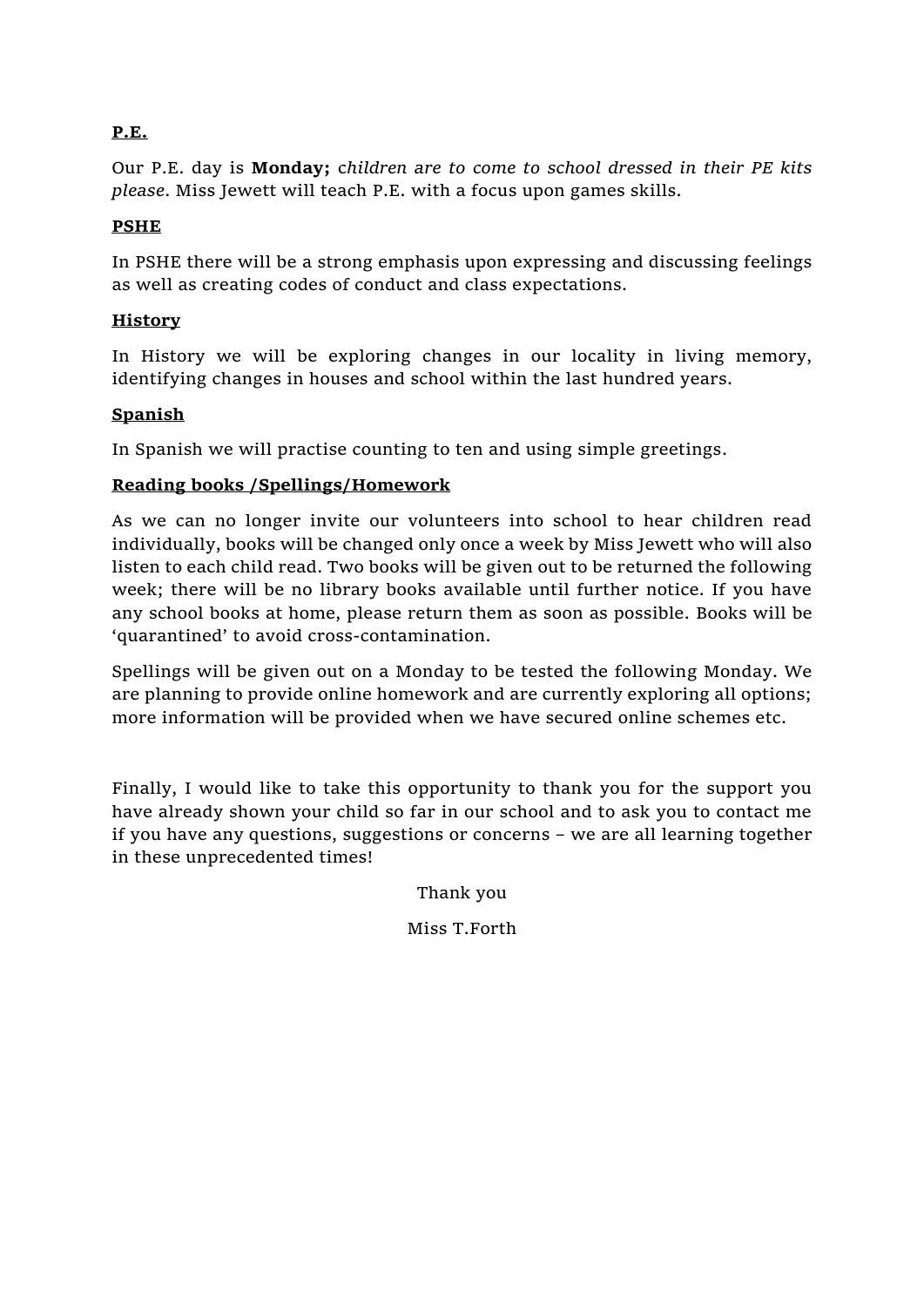**P.E.**

Our P.E. day is **Monday;** *children are to come to school dressed in their PE kits please*. Miss Jewett will teach P.E. with a focus upon games skills.

**PSHE**

In PSHE there will be a strong emphasis upon expressing and discussing feelings as well as creating codes of conduct and class expectations.

**History**

In History we will be exploring changes in our locality in living memory, identifying changes in houses and school within the last hundred years.

**Spanish**

In Spanish we will practise counting to ten and using simple greetings.

**Reading books /Spellings/Homework**

As we can no longer invite our volunteers into school to hear children read individually, books will be changed only once a week by Miss Jewett who will also listen to each child read. Two books will be given out to be returned the following week; there will be no library books available until further notice. If you have any school books at home, please return them as soon as possible. Books will be 'quarantined' to avoid cross-contamination.

Spellings will be given out on a Monday to be tested the following Monday. We are planning to provide online homework and are currently exploring all options; more information will be provided when we have secured online schemes etc.

Finally, I would like to take this opportunity to thank you for the support you have already shown your child so far in our school and to ask you to contact me if you have any questions, suggestions or concerns – we are all learning together in these unprecedented times!

Thank you

Miss T.Forth